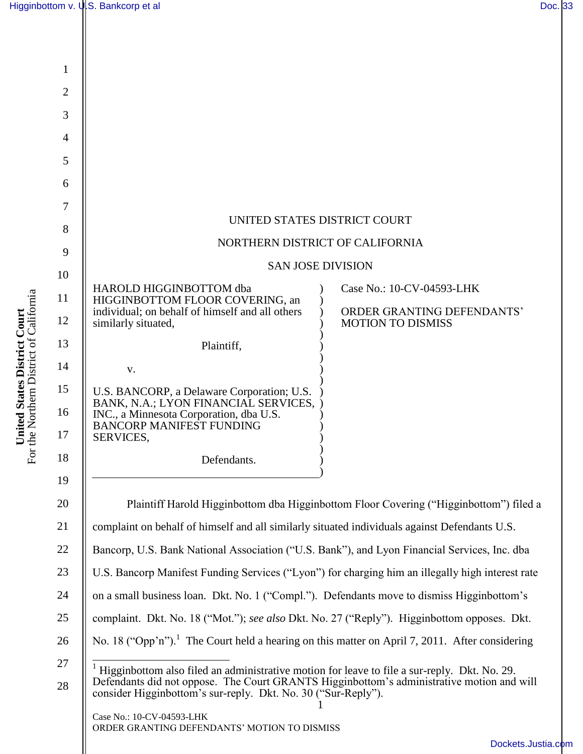UNITED STATES DISTRICT COURT

NORTHERN DISTRICT OF CALIFORNIA

SAN JOSE DIVISION

| | |
|---|---|
| HAROLD HIGGINBOTTOM dba HIGGINBOTTOM FLOOR COVERING, an individual; on behalf of himself and all others similarly situated,<br><br>Plaintiff,<br><br>v.<br><br>U.S. BANCORP, a Delaware Corporation; U.S. BANK, N.A.; LYON FINANCIAL SERVICES, INC., a Minnesota Corporation, dba U.S. BANCORP MANIFEST FUNDING SERVICES,<br><br>Defendants. | Case No.: 10-CV-04593-LHK<br><br>ORDER GRANTING DEFENDANTS' MOTION TO DISMISS |

Plaintiff Harold Higginbottom dba Higginbottom Floor Covering ("Higginbottom") filed a complaint on behalf of himself and all similarly situated individuals against Defendants U.S. Bancorp, U.S. Bank National Association ("U.S. Bank"), and Lyon Financial Services, Inc. dba U.S. Bancorp Manifest Funding Services ("Lyon") for charging him an illegally high interest rate on a small business loan. Dkt. No. 1 ("Compl."). Defendants move to dismiss Higginbottom's complaint. Dkt. No. 18 ("Mot."); *see also* Dkt. No. 27 ("Reply"). Higginbottom opposes. Dkt. No. 18 ("Opp'n").[1] The Court held a hearing on this matter on April 7, 2011. After considering

[1] Higginbottom also filed an administrative motion for leave to file a sur-reply. Dkt. No. 29. Defendants did not oppose. The Court GRANTS Higginbottom's administrative motion and will consider Higginbottom's sur-reply. Dkt. No. 30 ("Sur-Reply").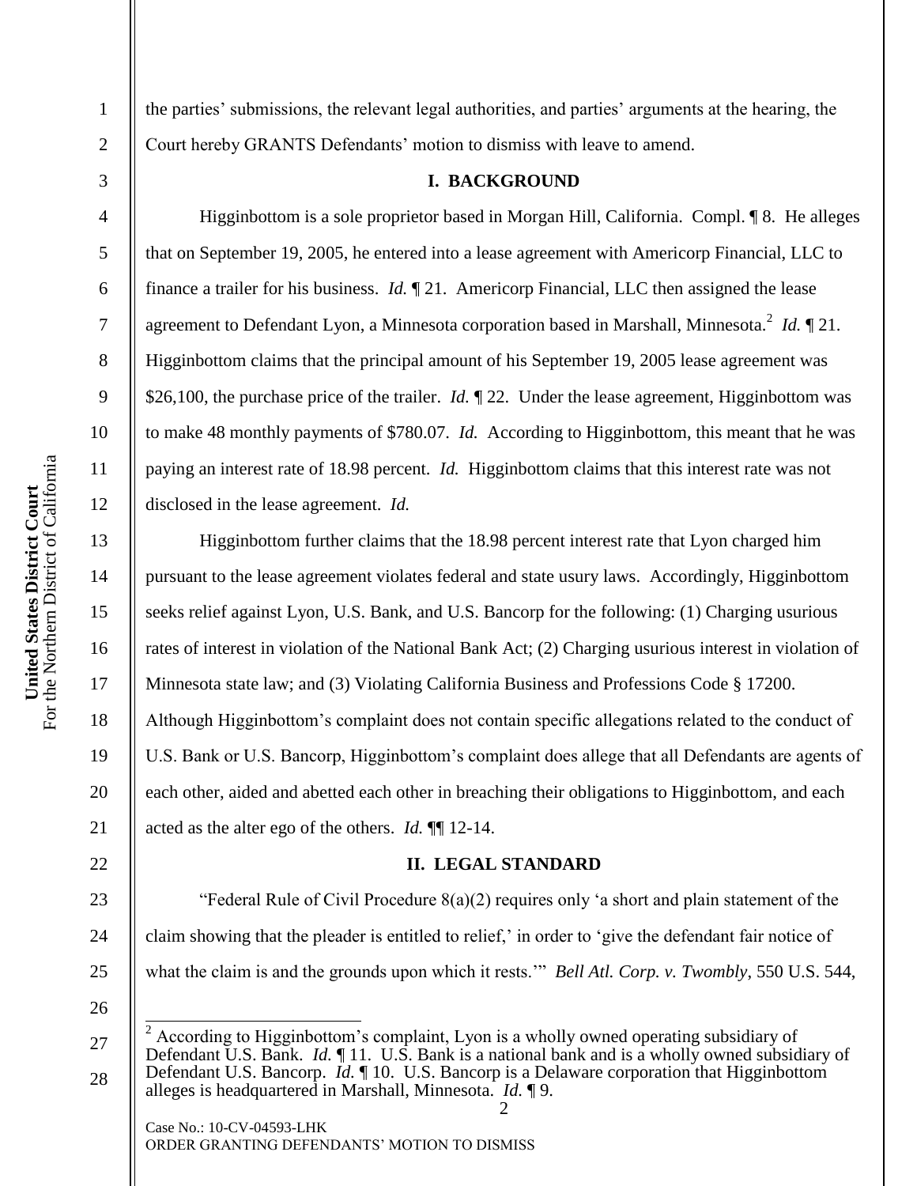the parties' submissions, the relevant legal authorities, and parties' arguments at the hearing, the Court hereby GRANTS Defendants' motion to dismiss with leave to amend.

## I. BACKGROUND

Higginbottom is a sole proprietor based in Morgan Hill, California. Compl. ¶ 8. He alleges that on September 19, 2005, he entered into a lease agreement with Americorp Financial, LLC to finance a trailer for his business. *Id.* ¶ 21. Americorp Financial, LLC then assigned the lease agreement to Defendant Lyon, a Minnesota corporation based in Marshall, Minnesota.[2] *Id.* ¶ 21. Higginbottom claims that the principal amount of his September 19, 2005 lease agreement was $26,100, the purchase price of the trailer. *Id.* ¶ 22. Under the lease agreement, Higginbottom was to make 48 monthly payments of $780.07. *Id.* According to Higginbottom, this meant that he was paying an interest rate of 18.98 percent. *Id.* Higginbottom claims that this interest rate was not disclosed in the lease agreement. *Id.*

Higginbottom further claims that the 18.98 percent interest rate that Lyon charged him pursuant to the lease agreement violates federal and state usury laws. Accordingly, Higginbottom seeks relief against Lyon, U.S. Bank, and U.S. Bancorp for the following: (1) Charging usurious rates of interest in violation of the National Bank Act; (2) Charging usurious interest in violation of Minnesota state law; and (3) Violating California Business and Professions Code § 17200. Although Higginbottom's complaint does not contain specific allegations related to the conduct of U.S. Bank or U.S. Bancorp, Higginbottom's complaint does allege that all Defendants are agents of each other, aided and abetted each other in breaching their obligations to Higginbottom, and each acted as the alter ego of the others. *Id.* ¶¶ 12-14.

## II. LEGAL STANDARD

"Federal Rule of Civil Procedure 8(a)(2) requires only 'a short and plain statement of the claim showing that the pleader is entitled to relief,' in order to 'give the defendant fair notice of what the claim is and the grounds upon which it rests.'" *Bell Atl. Corp. v. Twombly*, 550 U.S. 544,

---

[2] According to Higginbottom's complaint, Lyon is a wholly owned operating subsidiary of Defendant U.S. Bank. *Id.* ¶ 11. U.S. Bank is a national bank and is a wholly owned subsidiary of Defendant U.S. Bancorp. *Id.* ¶ 10. U.S. Bancorp is a Delaware corporation that Higginbottom alleges is headquartered in Marshall, Minnesota. *Id.* ¶ 9.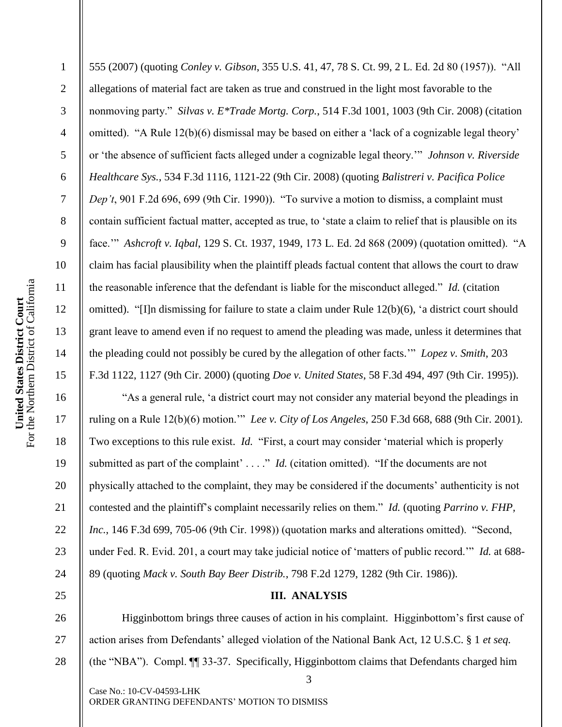555 (2007) (quoting *Conley v. Gibson*, 355 U.S. 41, 47, 78 S. Ct. 99, 2 L. Ed. 2d 80 (1957)). "All allegations of material fact are taken as true and construed in the light most favorable to the nonmoving party." *Silvas v. E*Trade Mortg. Corp.*, 514 F.3d 1001, 1003 (9th Cir. 2008) (citation omitted). "A Rule 12(b)(6) dismissal may be based on either a 'lack of a cognizable legal theory' or 'the absence of sufficient facts alleged under a cognizable legal theory.'" *Johnson v. Riverside Healthcare Sys.*, 534 F.3d 1116, 1121-22 (9th Cir. 2008) (quoting *Balistreri v. Pacifica Police Dep't*, 901 F.2d 696, 699 (9th Cir. 1990)). "To survive a motion to dismiss, a complaint must contain sufficient factual matter, accepted as true, to 'state a claim to relief that is plausible on its face.'" *Ashcroft v. Iqbal*, 129 S. Ct. 1937, 1949, 173 L. Ed. 2d 868 (2009) (quotation omitted). "A claim has facial plausibility when the plaintiff pleads factual content that allows the court to draw the reasonable inference that the defendant is liable for the misconduct alleged." *Id.* (citation omitted). "[I]n dismissing for failure to state a claim under Rule 12(b)(6), 'a district court should grant leave to amend even if no request to amend the pleading was made, unless it determines that the pleading could not possibly be cured by the allegation of other facts.'" *Lopez v. Smith*, 203 F.3d 1122, 1127 (9th Cir. 2000) (quoting *Doe v. United States*, 58 F.3d 494, 497 (9th Cir. 1995)).

"As a general rule, 'a district court may not consider any material beyond the pleadings in ruling on a Rule 12(b)(6) motion.'" *Lee v. City of Los Angeles*, 250 F.3d 668, 688 (9th Cir. 2001). Two exceptions to this rule exist. *Id.* "First, a court may consider 'material which is properly submitted as part of the complaint' . . . ." *Id.* (citation omitted). "If the documents are not physically attached to the complaint, they may be considered if the documents' authenticity is not contested and the plaintiff's complaint necessarily relies on them." *Id.* (quoting *Parrino v. FHP, Inc.*, 146 F.3d 699, 705-06 (9th Cir. 1998)) (quotation marks and alterations omitted). "Second, under Fed. R. Evid. 201, a court may take judicial notice of 'matters of public record.'" *Id.* at 688-89 (quoting *Mack v. South Bay Beer Distrib.*, 798 F.2d 1279, 1282 (9th Cir. 1986)).

## III. ANALYSIS

Higginbottom brings three causes of action in his complaint. Higginbottom's first cause of action arises from Defendants' alleged violation of the National Bank Act, 12 U.S.C. § 1 *et seq.* (the "NBA"). Compl. ¶¶ 33-37. Specifically, Higginbottom claims that Defendants charged him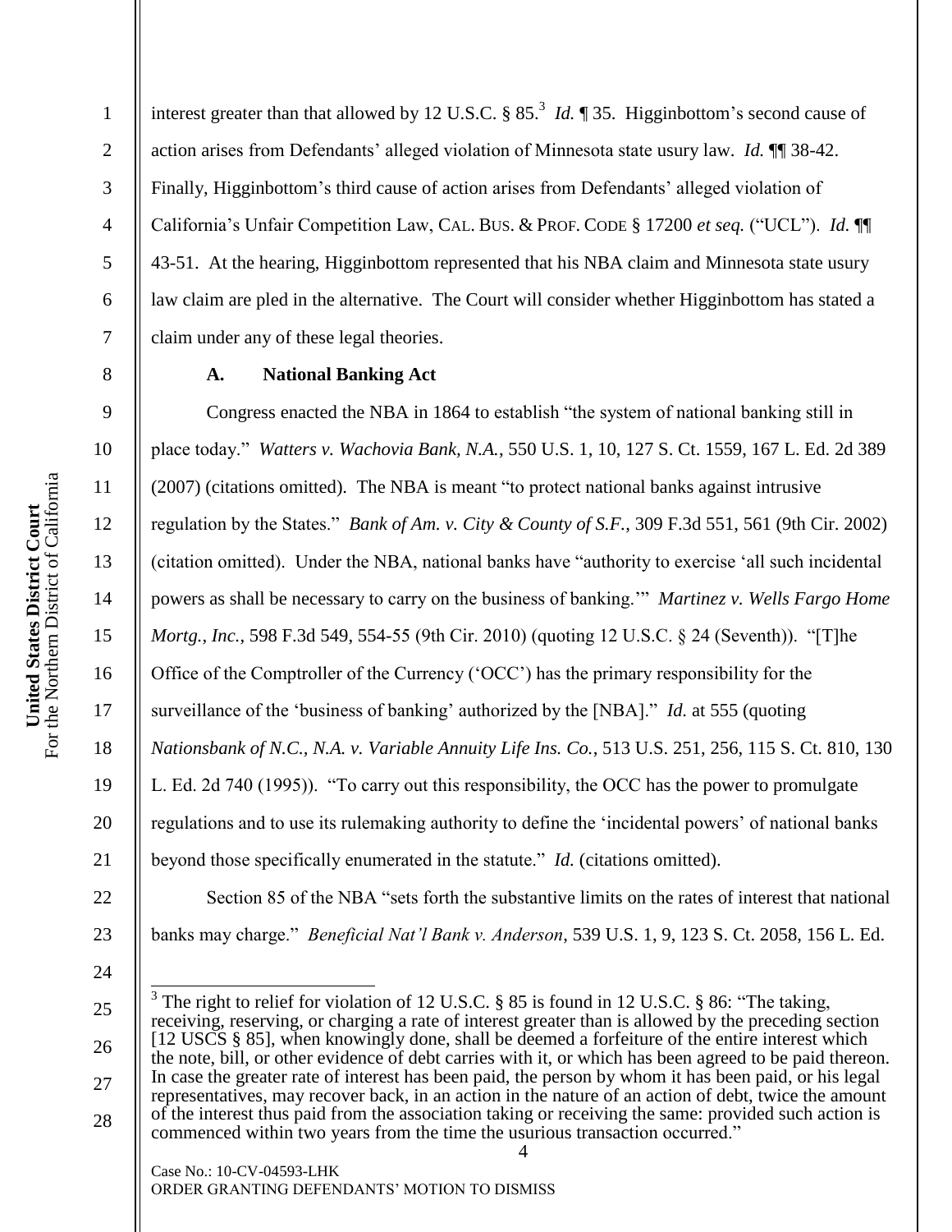interest greater than that allowed by 12 U.S.C. § 85.[3] *Id.* ¶ 35. Higginbottom's second cause of action arises from Defendants' alleged violation of Minnesota state usury law. *Id.* ¶¶ 38-42. Finally, Higginbottom's third cause of action arises from Defendants' alleged violation of California's Unfair Competition Law, CAL. BUS. & PROF. CODE § 17200 *et seq.* ("UCL"). *Id.* ¶¶ 43-51. At the hearing, Higginbottom represented that his NBA claim and Minnesota state usury law claim are pled in the alternative. The Court will consider whether Higginbottom has stated a claim under any of these legal theories.

**A. National Banking Act**

Congress enacted the NBA in 1864 to establish "the system of national banking still in place today." *Watters v. Wachovia Bank, N.A.*, 550 U.S. 1, 10, 127 S. Ct. 1559, 167 L. Ed. 2d 389 (2007) (citations omitted). The NBA is meant "to protect national banks against intrusive regulation by the States." *Bank of Am. v. City & County of S.F.*, 309 F.3d 551, 561 (9th Cir. 2002) (citation omitted). Under the NBA, national banks have "authority to exercise 'all such incidental powers as shall be necessary to carry on the business of banking.'" *Martinez v. Wells Fargo Home Mortg., Inc.*, 598 F.3d 549, 554-55 (9th Cir. 2010) (quoting 12 U.S.C. § 24 (Seventh)). "[T]he Office of the Comptroller of the Currency ('OCC') has the primary responsibility for the surveillance of the 'business of banking' authorized by the [NBA]." *Id.* at 555 (quoting *Nationsbank of N.C., N.A. v. Variable Annuity Life Ins. Co.*, 513 U.S. 251, 256, 115 S. Ct. 810, 130 L. Ed. 2d 740 (1995)). "To carry out this responsibility, the OCC has the power to promulgate regulations and to use its rulemaking authority to define the 'incidental powers' of national banks beyond those specifically enumerated in the statute." *Id.* (citations omitted).

Section 85 of the NBA "sets forth the substantive limits on the rates of interest that national banks may charge." *Beneficial Nat'l Bank v. Anderson*, 539 U.S. 1, 9, 123 S. Ct. 2058, 156 L. Ed.

---

[3] The right to relief for violation of 12 U.S.C. § 85 is found in 12 U.S.C. § 86: "The taking, receiving, reserving, or charging a rate of interest greater than is allowed by the preceding section [12 USCS § 85], when knowingly done, shall be deemed a forfeiture of the entire interest which the note, bill, or other evidence of debt carries with it, or which has been agreed to be paid thereon. In case the greater rate of interest has been paid, the person by whom it has been paid, or his legal representatives, may recover back, in an action in the nature of an action of debt, twice the amount of the interest thus paid from the association taking or receiving the same: provided such action is commenced within two years from the time the usurious transaction occurred."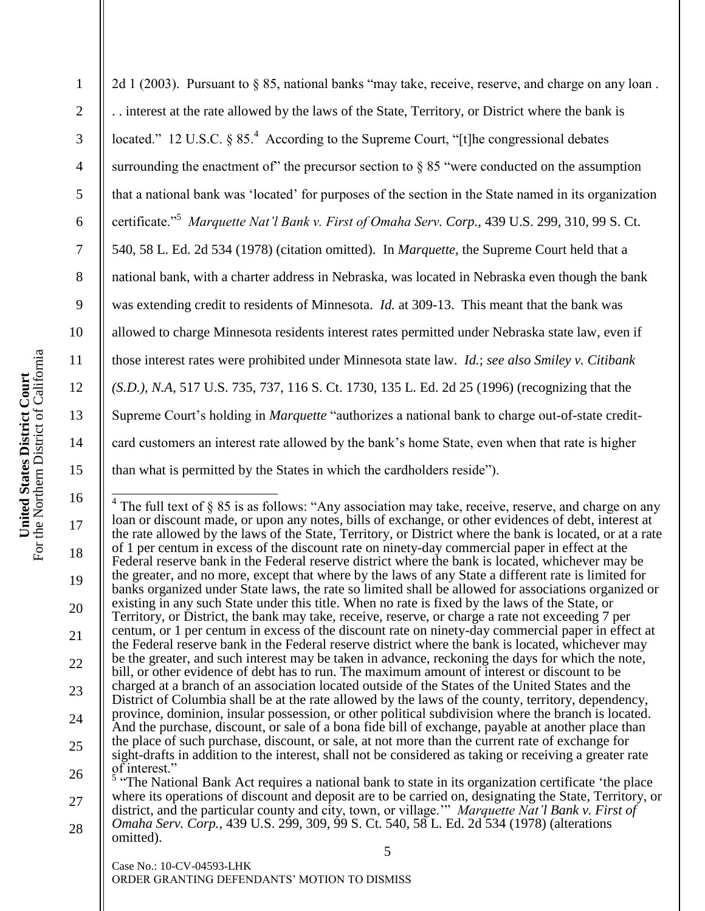2d 1 (2003). Pursuant to § 85, national banks "may take, receive, reserve, and charge on any loan . . . interest at the rate allowed by the laws of the State, Territory, or District where the bank is located." 12 U.S.C. § 85.[4] According to the Supreme Court, "[t]he congressional debates surrounding the enactment of" the precursor section to § 85 "were conducted on the assumption that a national bank was 'located' for purposes of the section in the State named in its organization certificate."[5] *Marquette Nat'l Bank v. First of Omaha Serv. Corp.*, 439 U.S. 299, 310, 99 S. Ct. 540, 58 L. Ed. 2d 534 (1978) (citation omitted). In *Marquette*, the Supreme Court held that a national bank, with a charter address in Nebraska, was located in Nebraska even though the bank was extending credit to residents of Minnesota. *Id.* at 309-13. This meant that the bank was allowed to charge Minnesota residents interest rates permitted under Nebraska state law, even if those interest rates were prohibited under Minnesota state law. *Id.*; *see also Smiley v. Citibank (S.D.), N.A*, 517 U.S. 735, 737, 116 S. Ct. 1730, 135 L. Ed. 2d 25 (1996) (recognizing that the Supreme Court's holding in *Marquette* "authorizes a national bank to charge out-of-state credit-card customers an interest rate allowed by the bank's home State, even when that rate is higher than what is permitted by the States in which the cardholders reside").

---

[4] The full text of § 85 is as follows: "Any association may take, receive, reserve, and charge on any loan or discount made, or upon any notes, bills of exchange, or other evidences of debt, interest at the rate allowed by the laws of the State, Territory, or District where the bank is located, or at a rate of 1 per centum in excess of the discount rate on ninety-day commercial paper in effect at the Federal reserve bank in the Federal reserve district where the bank is located, whichever may be the greater, and no more, except that where by the laws of any State a different rate is limited for banks organized under State laws, the rate so limited shall be allowed for associations organized or existing in any such State under this title. When no rate is fixed by the laws of the State, or Territory, or District, the bank may take, receive, reserve, or charge a rate not exceeding 7 per centum, or 1 per centum in excess of the discount rate on ninety-day commercial paper in effect at the Federal reserve bank in the Federal reserve district where the bank is located, whichever may be the greater, and such interest may be taken in advance, reckoning the days for which the note, bill, or other evidence of debt has to run. The maximum amount of interest or discount to be charged at a branch of an association located outside of the States of the United States and the District of Columbia shall be at the rate allowed by the laws of the county, territory, dependency, province, dominion, insular possession, or other political subdivision where the branch is located. And the purchase, discount, or sale of a bona fide bill of exchange, payable at another place than the place of such purchase, discount, or sale, at not more than the current rate of exchange for sight-drafts in addition to the interest, shall not be considered as taking or receiving a greater rate of interest."

[5] "The National Bank Act requires a national bank to state in its organization certificate 'the place where its operations of discount and deposit are to be carried on, designating the State, Territory, or district, and the particular county and city, town, or village.'" *Marquette Nat'l Bank v. First of Omaha Serv. Corp.*, 439 U.S. 299, 309, 99 S. Ct. 540, 58 L. Ed. 2d 534 (1978) (alterations omitted).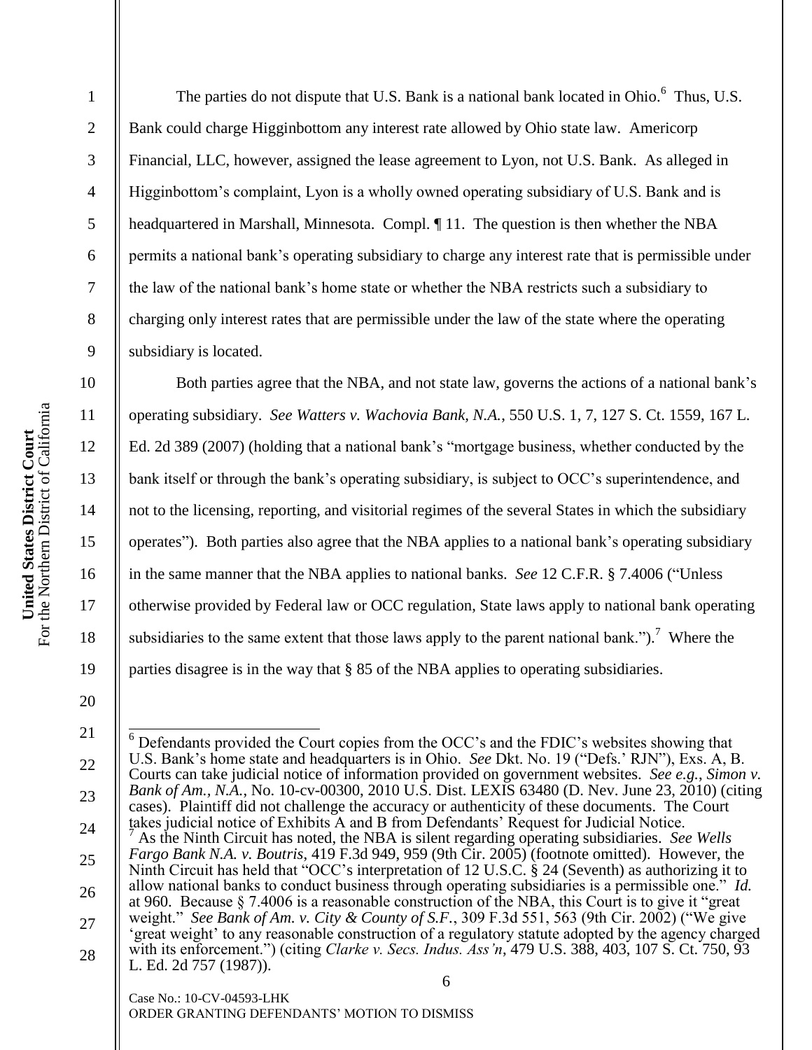The parties do not dispute that U.S. Bank is a national bank located in Ohio.[6] Thus, U.S. Bank could charge Higginbottom any interest rate allowed by Ohio state law. Americorp Financial, LLC, however, assigned the lease agreement to Lyon, not U.S. Bank. As alleged in Higginbottom's complaint, Lyon is a wholly owned operating subsidiary of U.S. Bank and is headquartered in Marshall, Minnesota. Compl. ¶ 11. The question is then whether the NBA permits a national bank's operating subsidiary to charge any interest rate that is permissible under the law of the national bank's home state or whether the NBA restricts such a subsidiary to charging only interest rates that are permissible under the law of the state where the operating subsidiary is located.

Both parties agree that the NBA, and not state law, governs the actions of a national bank's operating subsidiary. *See Watters v. Wachovia Bank, N.A.*, 550 U.S. 1, 7, 127 S. Ct. 1559, 167 L. Ed. 2d 389 (2007) (holding that a national bank's "mortgage business, whether conducted by the bank itself or through the bank's operating subsidiary, is subject to OCC's superintendence, and not to the licensing, reporting, and visitorial regimes of the several States in which the subsidiary operates"). Both parties also agree that the NBA applies to a national bank's operating subsidiary in the same manner that the NBA applies to national banks. *See* 12 C.F.R. § 7.4006 ("Unless otherwise provided by Federal law or OCC regulation, State laws apply to national bank operating subsidiaries to the same extent that those laws apply to the parent national bank.").[7] Where the parties disagree is in the way that § 85 of the NBA applies to operating subsidiaries.

---

[6] Defendants provided the Court copies from the OCC's and the FDIC's websites showing that U.S. Bank's home state and headquarters is in Ohio. *See* Dkt. No. 19 ("Defs.' RJN"), Exs. A, B. Courts can take judicial notice of information provided on government websites. *See e.g.*, *Simon v. Bank of Am., N.A.*, No. 10-cv-00300, 2010 U.S. Dist. LEXIS 63480 (D. Nev. June 23, 2010) (citing cases). Plaintiff did not challenge the accuracy or authenticity of these documents. The Court takes judicial notice of Exhibits A and B from Defendants' Request for Judicial Notice.

[7] As the Ninth Circuit has noted, the NBA is silent regarding operating subsidiaries. *See Wells Fargo Bank N.A. v. Boutris*, 419 F.3d 949, 959 (9th Cir. 2005) (footnote omitted). However, the Ninth Circuit has held that "OCC's interpretation of 12 U.S.C. § 24 (Seventh) as authorizing it to allow national banks to conduct business through operating subsidiaries is a permissible one." *Id.* at 960. Because § 7.4006 is a reasonable construction of the NBA, this Court is to give it "great weight." *See Bank of Am. v. City & County of S.F.*, 309 F.3d 551, 563 (9th Cir. 2002) ("We give 'great weight' to any reasonable construction of a regulatory statute adopted by the agency charged with its enforcement.") (citing *Clarke v. Secs. Indus. Ass'n*, 479 U.S. 388, 403, 107 S. Ct. 750, 93 L. Ed. 2d 757 (1987)).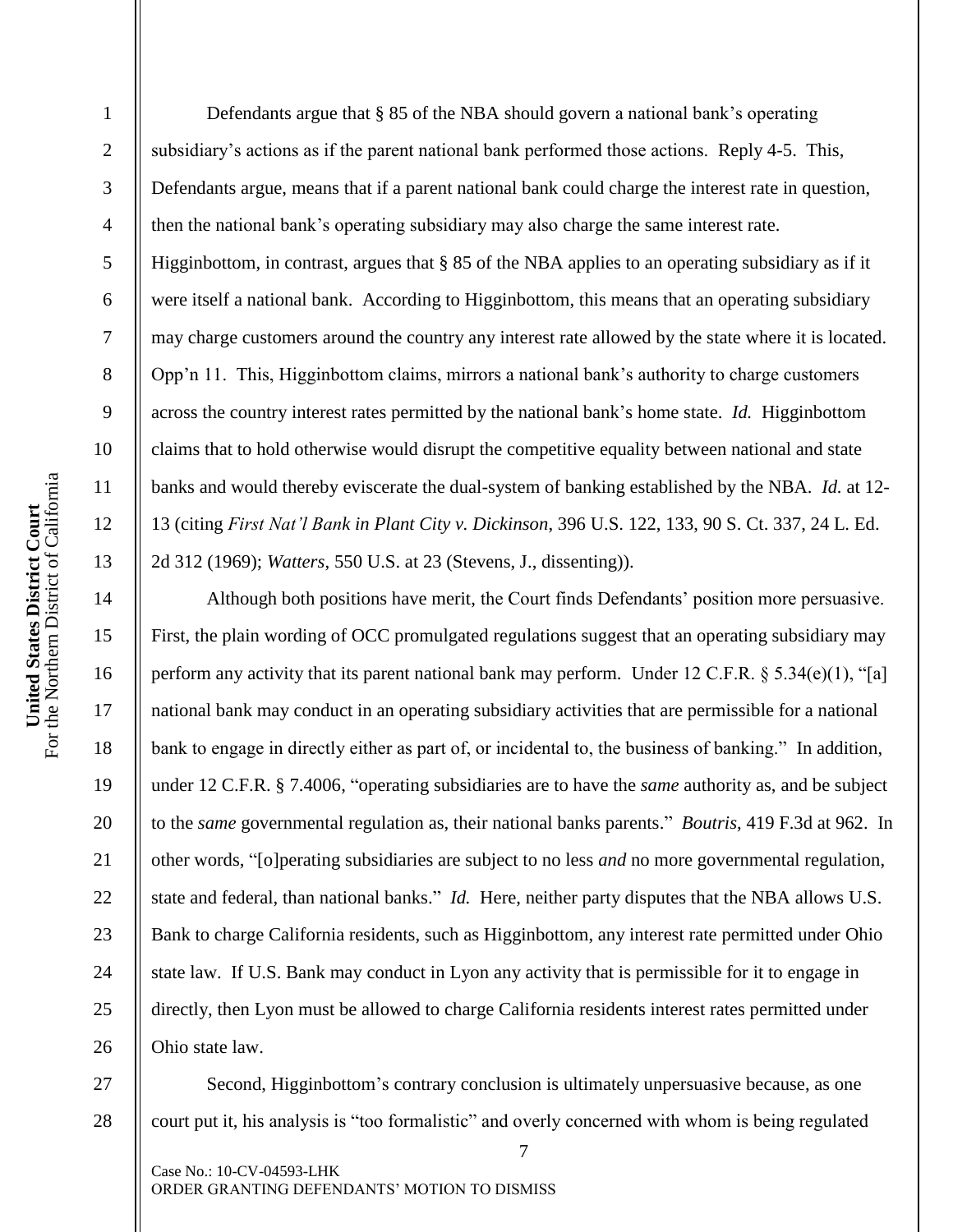Defendants argue that § 85 of the NBA should govern a national bank's operating subsidiary's actions as if the parent national bank performed those actions. Reply 4-5. This, Defendants argue, means that if a parent national bank could charge the interest rate in question, then the national bank's operating subsidiary may also charge the same interest rate. Higginbottom, in contrast, argues that § 85 of the NBA applies to an operating subsidiary as if it were itself a national bank. According to Higginbottom, this means that an operating subsidiary may charge customers around the country any interest rate allowed by the state where it is located. Opp'n 11. This, Higginbottom claims, mirrors a national bank's authority to charge customers across the country interest rates permitted by the national bank's home state. *Id.* Higginbottom claims that to hold otherwise would disrupt the competitive equality between national and state banks and would thereby eviscerate the dual-system of banking established by the NBA. *Id.* at 12-13 (citing *First Nat'l Bank in Plant City v. Dickinson*, 396 U.S. 122, 133, 90 S. Ct. 337, 24 L. Ed. 2d 312 (1969); *Watters*, 550 U.S. at 23 (Stevens, J., dissenting)).

Although both positions have merit, the Court finds Defendants' position more persuasive. First, the plain wording of OCC promulgated regulations suggest that an operating subsidiary may perform any activity that its parent national bank may perform. Under 12 C.F.R. § 5.34(e)(1), "[a] national bank may conduct in an operating subsidiary activities that are permissible for a national bank to engage in directly either as part of, or incidental to, the business of banking." In addition, under 12 C.F.R. § 7.4006, "operating subsidiaries are to have the *same* authority as, and be subject to the *same* governmental regulation as, their national banks parents." *Boutris*, 419 F.3d at 962. In other words, "[o]perating subsidiaries are subject to no less *and* no more governmental regulation, state and federal, than national banks." *Id.* Here, neither party disputes that the NBA allows U.S. Bank to charge California residents, such as Higginbottom, any interest rate permitted under Ohio state law. If U.S. Bank may conduct in Lyon any activity that is permissible for it to engage in directly, then Lyon must be allowed to charge California residents interest rates permitted under Ohio state law.

Second, Higginbottom's contrary conclusion is ultimately unpersuasive because, as one court put it, his analysis is "too formalistic" and overly concerned with whom is being regulated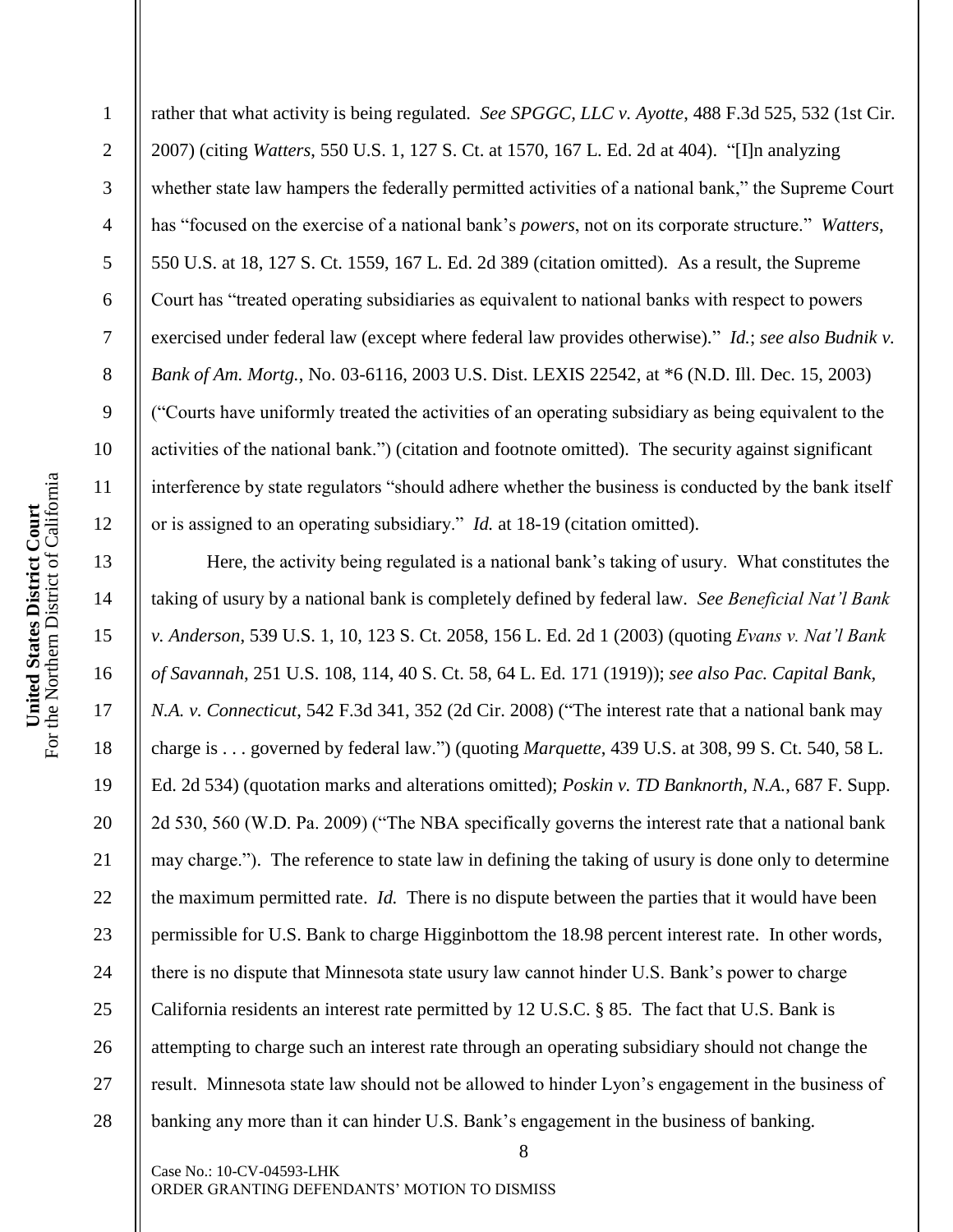rather that what activity is being regulated. *See SPGGC, LLC v. Ayotte*, 488 F.3d 525, 532 (1st Cir. 2007) (citing *Watters*, 550 U.S. 1, 127 S. Ct. at 1570, 167 L. Ed. 2d at 404). "[I]n analyzing whether state law hampers the federally permitted activities of a national bank," the Supreme Court has "focused on the exercise of a national bank's *powers*, not on its corporate structure." *Watters*, 550 U.S. at 18, 127 S. Ct. 1559, 167 L. Ed. 2d 389 (citation omitted). As a result, the Supreme Court has "treated operating subsidiaries as equivalent to national banks with respect to powers exercised under federal law (except where federal law provides otherwise)." *Id.*; *see also Budnik v. Bank of Am. Mortg.*, No. 03-6116, 2003 U.S. Dist. LEXIS 22542, at *6 (N.D. Ill. Dec. 15, 2003) ("Courts have uniformly treated the activities of an operating subsidiary as being equivalent to the activities of the national bank.") (citation and footnote omitted). The security against significant interference by state regulators "should adhere whether the business is conducted by the bank itself or is assigned to an operating subsidiary." *Id.* at 18-19 (citation omitted).

Here, the activity being regulated is a national bank's taking of usury. What constitutes the taking of usury by a national bank is completely defined by federal law. *See Beneficial Nat'l Bank v. Anderson*, 539 U.S. 1, 10, 123 S. Ct. 2058, 156 L. Ed. 2d 1 (2003) (quoting *Evans v. Nat'l Bank of Savannah*, 251 U.S. 108, 114, 40 S. Ct. 58, 64 L. Ed. 171 (1919)); *see also Pac. Capital Bank, N.A. v. Connecticut*, 542 F.3d 341, 352 (2d Cir. 2008) ("The interest rate that a national bank may charge is . . . governed by federal law.") (quoting *Marquette*, 439 U.S. at 308, 99 S. Ct. 540, 58 L. Ed. 2d 534) (quotation marks and alterations omitted); *Poskin v. TD Banknorth, N.A.*, 687 F. Supp. 2d 530, 560 (W.D. Pa. 2009) ("The NBA specifically governs the interest rate that a national bank may charge."). The reference to state law in defining the taking of usury is done only to determine the maximum permitted rate. *Id.* There is no dispute between the parties that it would have been permissible for U.S. Bank to charge Higginbottom the 18.98 percent interest rate. In other words, there is no dispute that Minnesota state usury law cannot hinder U.S. Bank's power to charge California residents an interest rate permitted by 12 U.S.C. § 85. The fact that U.S. Bank is attempting to charge such an interest rate through an operating subsidiary should not change the result. Minnesota state law should not be allowed to hinder Lyon's engagement in the business of banking any more than it can hinder U.S. Bank's engagement in the business of banking.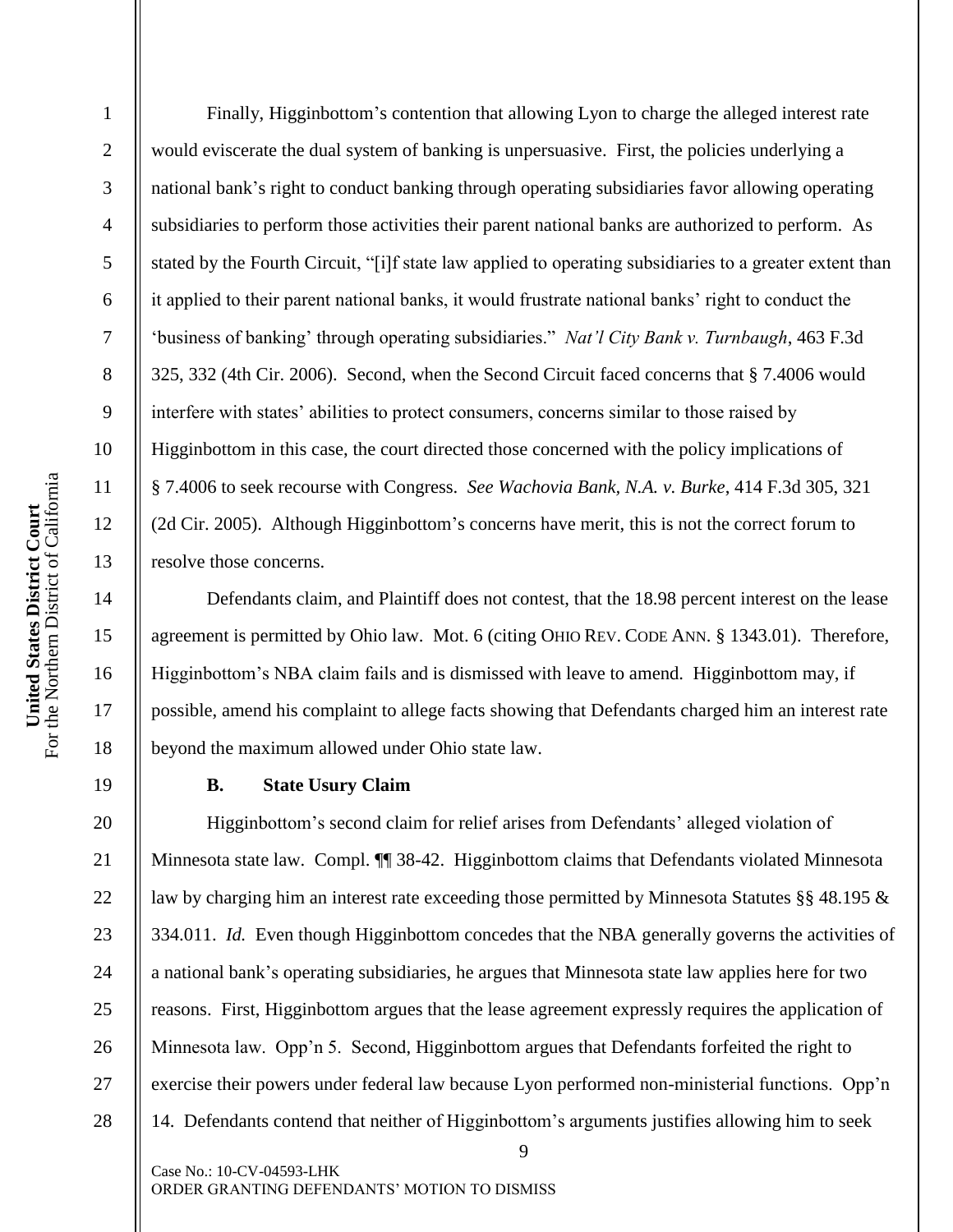Finally, Higginbottom's contention that allowing Lyon to charge the alleged interest rate would eviscerate the dual system of banking is unpersuasive. First, the policies underlying a national bank's right to conduct banking through operating subsidiaries favor allowing operating subsidiaries to perform those activities their parent national banks are authorized to perform. As stated by the Fourth Circuit, "[i]f state law applied to operating subsidiaries to a greater extent than it applied to their parent national banks, it would frustrate national banks' right to conduct the 'business of banking' through operating subsidiaries." *Nat'l City Bank v. Turnbaugh*, 463 F.3d 325, 332 (4th Cir. 2006). Second, when the Second Circuit faced concerns that § 7.4006 would interfere with states' abilities to protect consumers, concerns similar to those raised by Higginbottom in this case, the court directed those concerned with the policy implications of § 7.4006 to seek recourse with Congress. *See Wachovia Bank, N.A. v. Burke*, 414 F.3d 305, 321 (2d Cir. 2005). Although Higginbottom's concerns have merit, this is not the correct forum to resolve those concerns.

Defendants claim, and Plaintiff does not contest, that the 18.98 percent interest on the lease agreement is permitted by Ohio law. Mot. 6 (citing OHIO REV. CODE ANN. § 1343.01). Therefore, Higginbottom's NBA claim fails and is dismissed with leave to amend. Higginbottom may, if possible, amend his complaint to allege facts showing that Defendants charged him an interest rate beyond the maximum allowed under Ohio state law.

**B. State Usury Claim**

Higginbottom's second claim for relief arises from Defendants' alleged violation of Minnesota state law. Compl. ¶¶ 38-42. Higginbottom claims that Defendants violated Minnesota law by charging him an interest rate exceeding those permitted by Minnesota Statutes §§ 48.195 & 334.011. *Id.* Even though Higginbottom concedes that the NBA generally governs the activities of a national bank's operating subsidiaries, he argues that Minnesota state law applies here for two reasons. First, Higginbottom argues that the lease agreement expressly requires the application of Minnesota law. Opp'n 5. Second, Higginbottom argues that Defendants forfeited the right to exercise their powers under federal law because Lyon performed non-ministerial functions. Opp'n 14. Defendants contend that neither of Higginbottom's arguments justifies allowing him to seek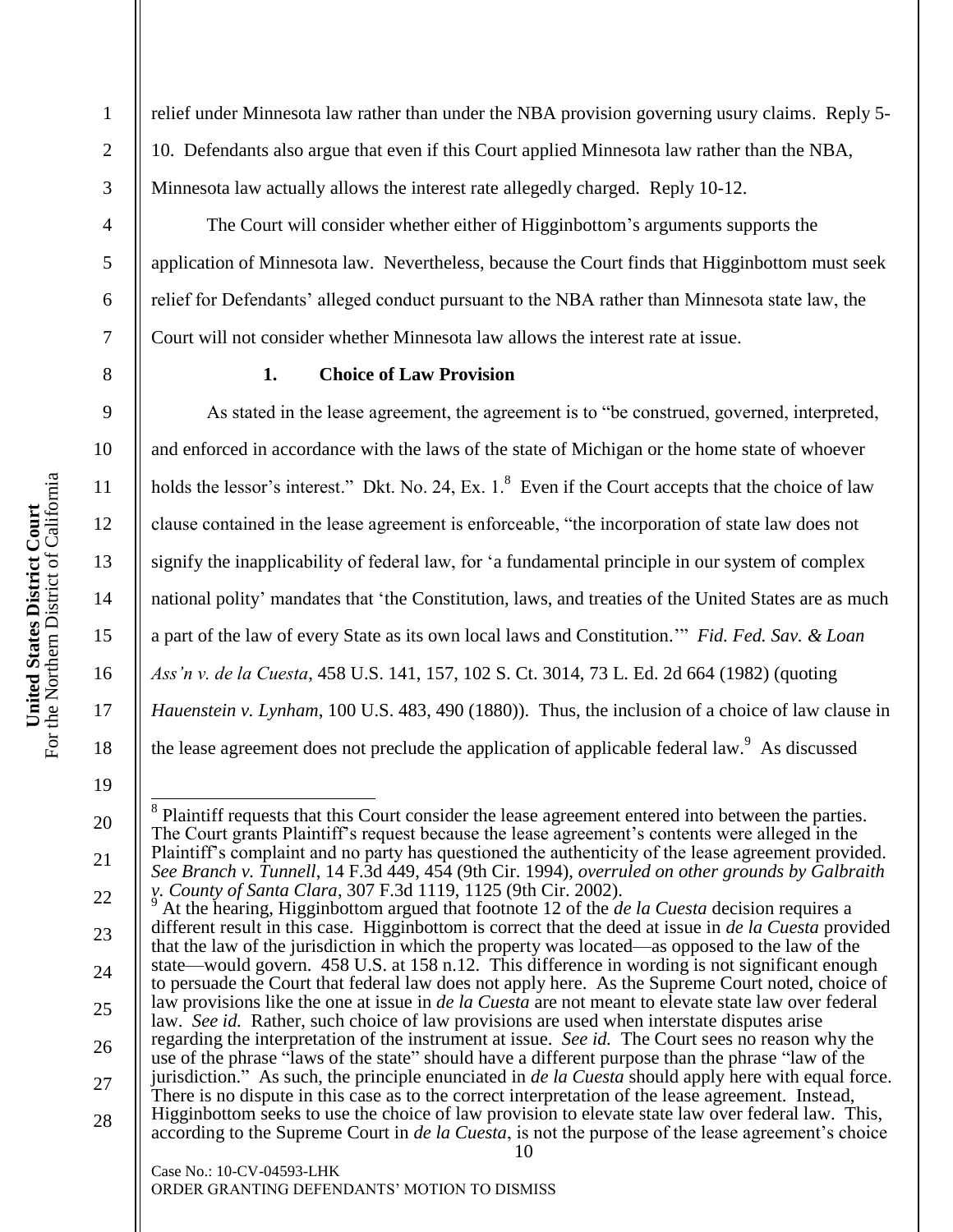relief under Minnesota law rather than under the NBA provision governing usury claims. Reply 5-10. Defendants also argue that even if this Court applied Minnesota law rather than the NBA, Minnesota law actually allows the interest rate allegedly charged. Reply 10-12.

The Court will consider whether either of Higginbottom's arguments supports the application of Minnesota law. Nevertheless, because the Court finds that Higginbottom must seek relief for Defendants' alleged conduct pursuant to the NBA rather than Minnesota state law, the Court will not consider whether Minnesota law allows the interest rate at issue.

### 1. Choice of Law Provision

As stated in the lease agreement, the agreement is to "be construed, governed, interpreted, and enforced in accordance with the laws of the state of Michigan or the home state of whoever holds the lessor's interest." Dkt. No. 24, Ex. 1.[8] Even if the Court accepts that the choice of law clause contained in the lease agreement is enforceable, "the incorporation of state law does not signify the inapplicability of federal law, for 'a fundamental principle in our system of complex national polity' mandates that 'the Constitution, laws, and treaties of the United States are as much a part of the law of every State as its own local laws and Constitution.'" *Fid. Fed. Sav. & Loan Ass'n v. de la Cuesta*, 458 U.S. 141, 157, 102 S. Ct. 3014, 73 L. Ed. 2d 664 (1982) (quoting *Hauenstein v. Lynham*, 100 U.S. 483, 490 (1880)). Thus, the inclusion of a choice of law clause in the lease agreement does not preclude the application of applicable federal law.[9] As discussed

---

[8] Plaintiff requests that this Court consider the lease agreement entered into between the parties. The Court grants Plaintiff's request because the lease agreement's contents were alleged in the Plaintiff's complaint and no party has questioned the authenticity of the lease agreement provided. *See Branch v. Tunnell*, 14 F.3d 449, 454 (9th Cir. 1994), *overruled on other grounds by Galbraith v. County of Santa Clara*, 307 F.3d 1119, 1125 (9th Cir. 2002).

[9] At the hearing, Higginbottom argued that footnote 12 of the *de la Cuesta* decision requires a different result in this case. Higginbottom is correct that the deed at issue in *de la Cuesta* provided that the law of the jurisdiction in which the property was located—as opposed to the law of the state—would govern. 458 U.S. at 158 n.12. This difference in wording is not significant enough to persuade the Court that federal law does not apply here. As the Supreme Court noted, choice of law provisions like the one at issue in *de la Cuesta* are not meant to elevate state law over federal law. *See id.* Rather, such choice of law provisions are used when interstate disputes arise regarding the interpretation of the instrument at issue. *See id.* The Court sees no reason why the use of the phrase "laws of the state" should have a different purpose than the phrase "law of the jurisdiction." As such, the principle enunciated in *de la Cuesta* should apply here with equal force. There is no dispute in this case as to the correct interpretation of the lease agreement. Instead, Higginbottom seeks to use the choice of law provision to elevate state law over federal law. This, according to the Supreme Court in *de la Cuesta*, is not the purpose of the lease agreement's choice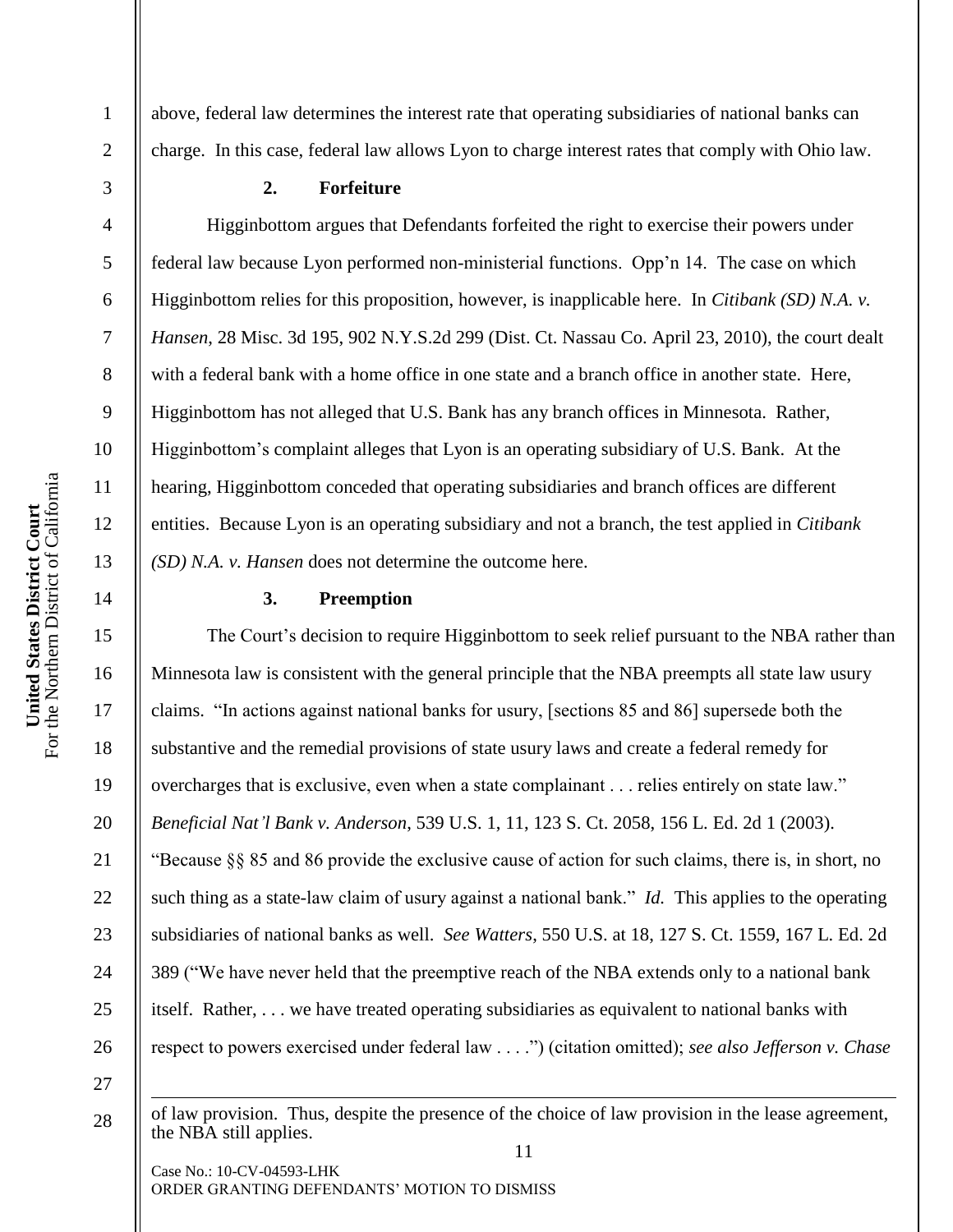above, federal law determines the interest rate that operating subsidiaries of national banks can charge. In this case, federal law allows Lyon to charge interest rates that comply with Ohio law.

### 2. Forfeiture

Higginbottom argues that Defendants forfeited the right to exercise their powers under federal law because Lyon performed non-ministerial functions. Opp'n 14. The case on which Higginbottom relies for this proposition, however, is inapplicable here. In *Citibank (SD) N.A. v. Hansen*, 28 Misc. 3d 195, 902 N.Y.S.2d 299 (Dist. Ct. Nassau Co. April 23, 2010), the court dealt with a federal bank with a home office in one state and a branch office in another state. Here, Higginbottom has not alleged that U.S. Bank has any branch offices in Minnesota. Rather, Higginbottom's complaint alleges that Lyon is an operating subsidiary of U.S. Bank. At the hearing, Higginbottom conceded that operating subsidiaries and branch offices are different entities. Because Lyon is an operating subsidiary and not a branch, the test applied in *Citibank (SD) N.A. v. Hansen* does not determine the outcome here.

### 3. Preemption

The Court's decision to require Higginbottom to seek relief pursuant to the NBA rather than Minnesota law is consistent with the general principle that the NBA preempts all state law usury claims. "In actions against national banks for usury, [sections 85 and 86] supersede both the substantive and the remedial provisions of state usury laws and create a federal remedy for overcharges that is exclusive, even when a state complainant . . . relies entirely on state law." *Beneficial Nat'l Bank v. Anderson*, 539 U.S. 1, 11, 123 S. Ct. 2058, 156 L. Ed. 2d 1 (2003). "Because §§ 85 and 86 provide the exclusive cause of action for such claims, there is, in short, no such thing as a state-law claim of usury against a national bank." *Id.* This applies to the operating subsidiaries of national banks as well. *See Watters*, 550 U.S. at 18, 127 S. Ct. 1559, 167 L. Ed. 2d 389 ("We have never held that the preemptive reach of the NBA extends only to a national bank itself. Rather, . . . we have treated operating subsidiaries as equivalent to national banks with respect to powers exercised under federal law . . . .") (citation omitted); *see also Jefferson v. Chase*

---

of law provision. Thus, despite the presence of the choice of law provision in the lease agreement, the NBA still applies.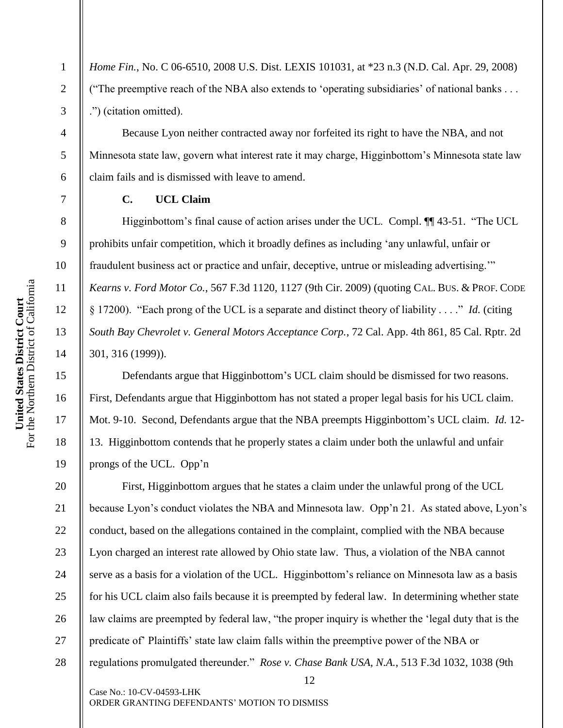*Home Fin.*, No. C 06-6510, 2008 U.S. Dist. LEXIS 101031, at *23 n.3 (N.D. Cal. Apr. 29, 2008) ("The preemptive reach of the NBA also extends to 'operating subsidiaries' of national banks . . . .") (citation omitted).

Because Lyon neither contracted away nor forfeited its right to have the NBA, and not Minnesota state law, govern what interest rate it may charge, Higginbottom's Minnesota state law claim fails and is dismissed with leave to amend.

**C. UCL Claim**

Higginbottom's final cause of action arises under the UCL. Compl. ¶¶ 43-51. "The UCL prohibits unfair competition, which it broadly defines as including 'any unlawful, unfair or fraudulent business act or practice and unfair, deceptive, untrue or misleading advertising.'" *Kearns v. Ford Motor Co.*, 567 F.3d 1120, 1127 (9th Cir. 2009) (quoting CAL. BUS. & PROF. CODE § 17200). "Each prong of the UCL is a separate and distinct theory of liability . . . ." *Id.* (citing *South Bay Chevrolet v. General Motors Acceptance Corp.*, 72 Cal. App. 4th 861, 85 Cal. Rptr. 2d 301, 316 (1999)).

Defendants argue that Higginbottom's UCL claim should be dismissed for two reasons. First, Defendants argue that Higginbottom has not stated a proper legal basis for his UCL claim. Mot. 9-10. Second, Defendants argue that the NBA preempts Higginbottom's UCL claim. *Id.* 12-13. Higginbottom contends that he properly states a claim under both the unlawful and unfair prongs of the UCL. Opp'n

First, Higginbottom argues that he states a claim under the unlawful prong of the UCL because Lyon's conduct violates the NBA and Minnesota law. Opp'n 21. As stated above, Lyon's conduct, based on the allegations contained in the complaint, complied with the NBA because Lyon charged an interest rate allowed by Ohio state law. Thus, a violation of the NBA cannot serve as a basis for a violation of the UCL. Higginbottom's reliance on Minnesota law as a basis for his UCL claim also fails because it is preempted by federal law. In determining whether state law claims are preempted by federal law, "the proper inquiry is whether the 'legal duty that is the predicate of' Plaintiffs' state law claim falls within the preemptive power of the NBA or regulations promulgated thereunder." *Rose v. Chase Bank USA, N.A.*, 513 F.3d 1032, 1038 (9th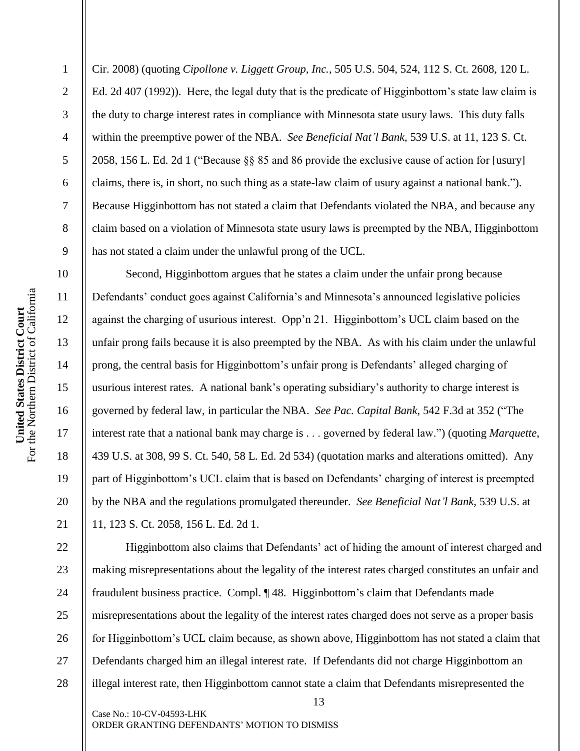Cir. 2008) (quoting *Cipollone v. Liggett Group, Inc.*, 505 U.S. 504, 524, 112 S. Ct. 2608, 120 L. Ed. 2d 407 (1992)). Here, the legal duty that is the predicate of Higginbottom's state law claim is the duty to charge interest rates in compliance with Minnesota state usury laws. This duty falls within the preemptive power of the NBA. *See Beneficial Nat'l Bank*, 539 U.S. at 11, 123 S. Ct. 2058, 156 L. Ed. 2d 1 ("Because §§ 85 and 86 provide the exclusive cause of action for [usury] claims, there is, in short, no such thing as a state-law claim of usury against a national bank."). Because Higginbottom has not stated a claim that Defendants violated the NBA, and because any claim based on a violation of Minnesota state usury laws is preempted by the NBA, Higginbottom has not stated a claim under the unlawful prong of the UCL.

Second, Higginbottom argues that he states a claim under the unfair prong because Defendants' conduct goes against California's and Minnesota's announced legislative policies against the charging of usurious interest. Opp'n 21. Higginbottom's UCL claim based on the unfair prong fails because it is also preempted by the NBA. As with his claim under the unlawful prong, the central basis for Higginbottom's unfair prong is Defendants' alleged charging of usurious interest rates. A national bank's operating subsidiary's authority to charge interest is governed by federal law, in particular the NBA. *See Pac. Capital Bank*, 542 F.3d at 352 ("The interest rate that a national bank may charge is . . . governed by federal law.") (quoting *Marquette*, 439 U.S. at 308, 99 S. Ct. 540, 58 L. Ed. 2d 534) (quotation marks and alterations omitted). Any part of Higginbottom's UCL claim that is based on Defendants' charging of interest is preempted by the NBA and the regulations promulgated thereunder. *See Beneficial Nat'l Bank*, 539 U.S. at 11, 123 S. Ct. 2058, 156 L. Ed. 2d 1.

Higginbottom also claims that Defendants' act of hiding the amount of interest charged and making misrepresentations about the legality of the interest rates charged constitutes an unfair and fraudulent business practice. Compl. ¶ 48. Higginbottom's claim that Defendants made misrepresentations about the legality of the interest rates charged does not serve as a proper basis for Higginbottom's UCL claim because, as shown above, Higginbottom has not stated a claim that Defendants charged him an illegal interest rate. If Defendants did not charge Higginbottom an illegal interest rate, then Higginbottom cannot state a claim that Defendants misrepresented the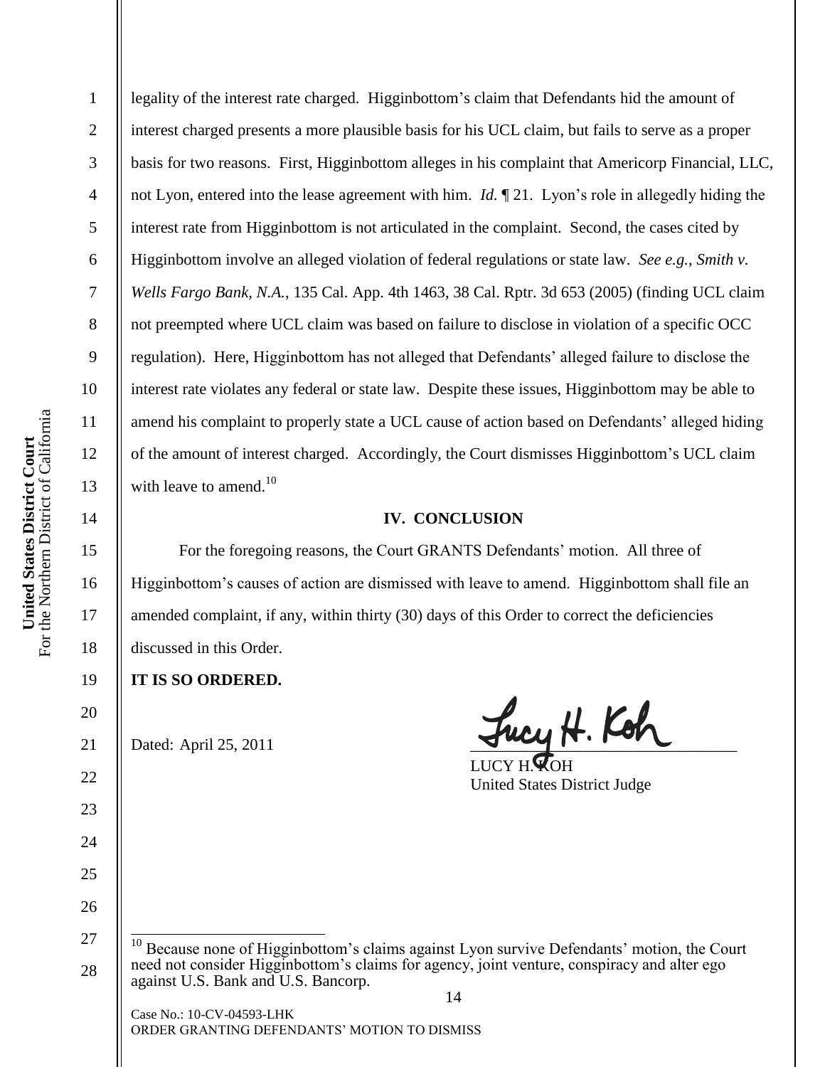legality of the interest rate charged. Higginbottom's claim that Defendants hid the amount of interest charged presents a more plausible basis for his UCL claim, but fails to serve as a proper basis for two reasons. First, Higginbottom alleges in his complaint that Americorp Financial, LLC, not Lyon, entered into the lease agreement with him. *Id.* ¶ 21. Lyon's role in allegedly hiding the interest rate from Higginbottom is not articulated in the complaint. Second, the cases cited by Higginbottom involve an alleged violation of federal regulations or state law. *See e.g.*, *Smith v. Wells Fargo Bank, N.A.*, 135 Cal. App. 4th 1463, 38 Cal. Rptr. 3d 653 (2005) (finding UCL claim not preempted where UCL claim was based on failure to disclose in violation of a specific OCC regulation). Here, Higginbottom has not alleged that Defendants' alleged failure to disclose the interest rate violates any federal or state law. Despite these issues, Higginbottom may be able to amend his complaint to properly state a UCL cause of action based on Defendants' alleged hiding of the amount of interest charged. Accordingly, the Court dismisses Higginbottom's UCL claim with leave to amend.[10]

## IV. CONCLUSION

For the foregoing reasons, the Court GRANTS Defendants' motion. All three of Higginbottom's causes of action are dismissed with leave to amend. Higginbottom shall file an amended complaint, if any, within thirty (30) days of this Order to correct the deficiencies discussed in this Order.

**IT IS SO ORDERED.**

Dated: April 25, 2011

LUCY H. KOH
United States District Judge

[10] Because none of Higginbottom's claims against Lyon survive Defendants' motion, the Court need not consider Higginbottom's claims for agency, joint venture, conspiracy and alter ego against U.S. Bank and U.S. Bancorp.